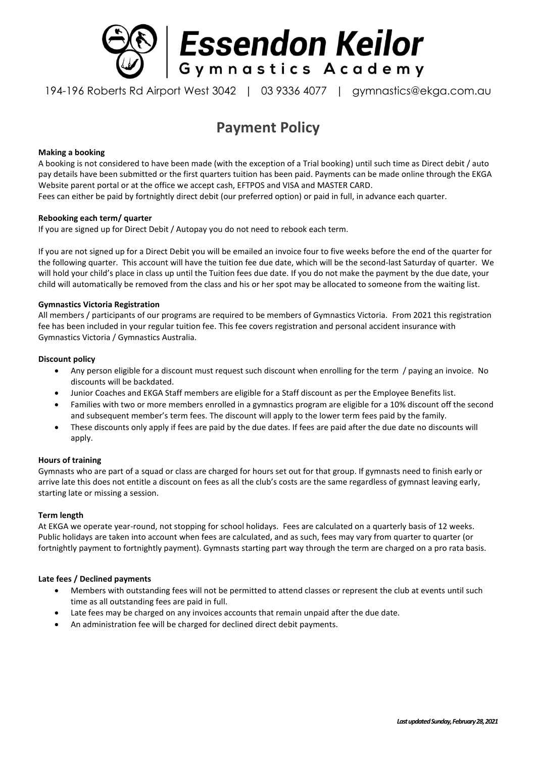# Essendon Keilor Gymnastics Academy

194-196 Roberts Rd Airport West 3042 | 03 9336 4077 | gymnastics@ekga.com.au

## Payment Policy

**Making a booking**

A booking is not considered to have been made (with the exception of a Trial booking) until such time as Direct debit / auto pay details have been submitted or the first quarters tuition has been paid. Payments can be made online through the EKGA Website parent portal or at the office we accept cash, EFTPOS and VISA and MASTER CARD.

Fees can either be paid by fortnightly direct debit (our preferred option) or paid in full, in advance each quarter.

**Rebooking each term/ quarter**

If you are signed up for Direct Debit / Autopay you do not need to rebook each term.

If you are not signed up for a Direct Debit you will be emailed an invoice four to five weeks before the end of the quarter for the following quarter. This account will have the tuition fee due date, which will be the second-last Saturday of quarter. We will hold your child's place in class up until the Tuition fees due date. If you do not make the payment by the due date, your child will automatically be removed from the class and his or her spot may be allocated to someone from the waiting list.

**Gymnastics Victoria Registration**

All members / participants of our programs are required to be members of Gymnastics Victoria. From 2021 this registration fee has been included in your regular tuition fee. This fee covers registration and personal accident insurance with Gymnastics Victoria / Gymnastics Australia.

**Discount policy**

- Any person eligible for a discount must request such discount when enrolling for the term / paying an invoice. No discounts will be backdated.
- Junior Coaches and EKGA Staff members are eligible for a Staff discount as per the Employee Benefits list.
- Families with two or more members enrolled in a gymnastics program are eligible for a 10% discount off the second and subsequent member's term fees. The discount will apply to the lower term fees paid by the family.
- These discounts only apply if fees are paid by the due dates. If fees are paid after the due date no discounts will apply.

**Hours of training**

Gymnasts who are part of a squad or class are charged for hours set out for that group. If gymnasts need to finish early or arrive late this does not entitle a discount on fees as all the club's costs are the same regardless of gymnast leaving early, starting late or missing a session.

**Term length**

At EKGA we operate year-round, not stopping for school holidays. Fees are calculated on a quarterly basis of 12 weeks. Public holidays are taken into account when fees are calculated, and as such, fees may vary from quarter to quarter (or fortnightly payment to fortnightly payment). Gymnasts starting part way through the term are charged on a pro rata basis.

**Late fees / Declined payments**

- Members with outstanding fees will not be permitted to attend classes or represent the club at events until such time as all outstanding fees are paid in full.
- Late fees may be charged on any invoices accounts that remain unpaid after the due date.
- An administration fee will be charged for declined direct debit payments.

*Last updated Sunday, February 28, 2021*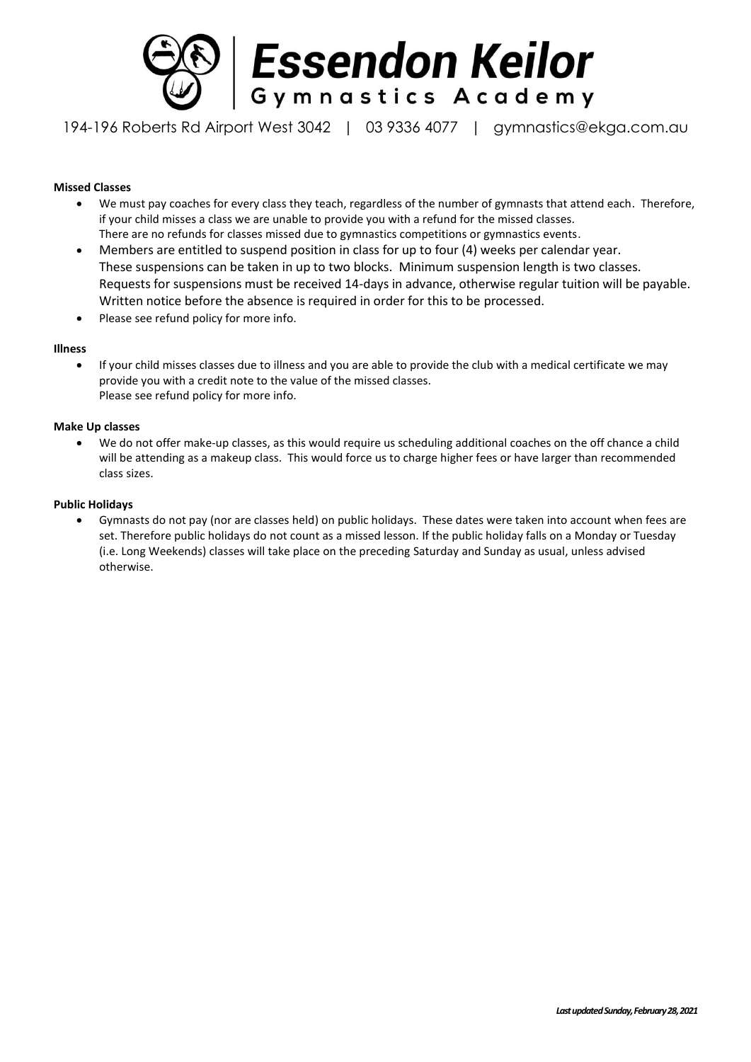**Missed Classes**

- We must pay coaches for every class they teach, regardless of the number of gymnasts that attend each. Therefore, if your child misses a class we are unable to provide you with a refund for the missed classes.
  There are no refunds for classes missed due to gymnastics competitions or gymnastics events.
- Members are entitled to suspend position in class for up to four (4) weeks per calendar year.
  These suspensions can be taken in up to two blocks. Minimum suspension length is two classes.
  Requests for suspensions must be received 14-days in advance, otherwise regular tuition will be payable.
  Written notice before the absence is required in order for this to be processed.
- Please see refund policy for more info.

**Illness**

- If your child misses classes due to illness and you are able to provide the club with a medical certificate we may provide you with a credit note to the value of the missed classes.
  Please see refund policy for more info.

**Make Up classes**

- We do not offer make-up classes, as this would require us scheduling additional coaches on the off chance a child will be attending as a makeup class. This would force us to charge higher fees or have larger than recommended class sizes.

**Public Holidays**

- Gymnasts do not pay (nor are classes held) on public holidays. These dates were taken into account when fees are set. Therefore public holidays do not count as a missed lesson. If the public holiday falls on a Monday or Tuesday (i.e. Long Weekends) classes will take place on the preceding Saturday and Sunday as usual, unless advised otherwise.

***Last updated Sunday, February 28, 2021***